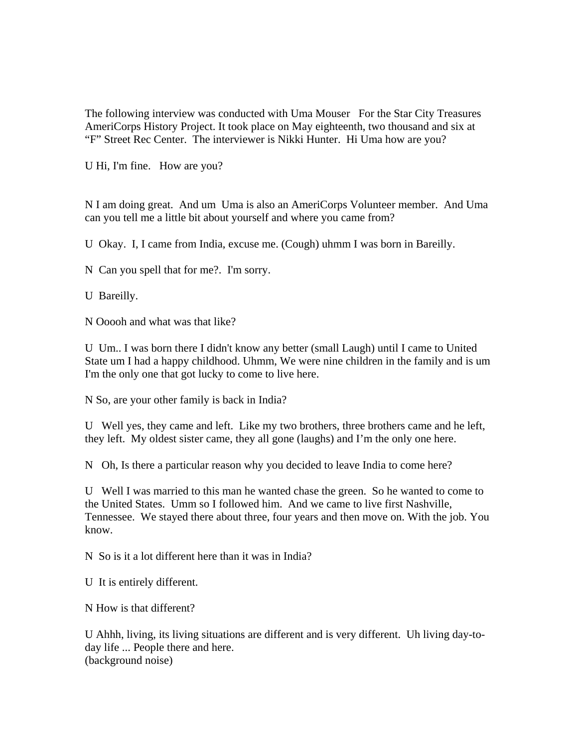The following interview was conducted with Uma Mouser For the Star City Treasures AmeriCorps History Project. It took place on May eighteenth, two thousand and six at "F" Street Rec Center. The interviewer is Nikki Hunter. Hi Uma how are you?

U Hi, I'm fine. How are you?

N I am doing great. And um Uma is also an AmeriCorps Volunteer member. And Uma can you tell me a little bit about yourself and where you came from?

U Okay. I, I came from India, excuse me. (Cough) uhmm I was born in Bareilly.

N Can you spell that for me?. I'm sorry.

U Bareilly.

N Ooooh and what was that like?

U Um.. I was born there I didn't know any better (small Laugh) until I came to United State um I had a happy childhood. Uhmm, We were nine children in the family and is um I'm the only one that got lucky to come to live here.

N So, are your other family is back in India?

U Well yes, they came and left. Like my two brothers, three brothers came and he left, they left. My oldest sister came, they all gone (laughs) and I'm the only one here.

N Oh, Is there a particular reason why you decided to leave India to come here?

U Well I was married to this man he wanted chase the green. So he wanted to come to the United States. Umm so I followed him. And we came to live first Nashville, Tennessee. We stayed there about three, four years and then move on. With the job. You know.

N So is it a lot different here than it was in India?

U It is entirely different.

N How is that different?

U Ahhh, living, its living situations are different and is very different. Uh living day-to-day life ... People there and here.
(background noise)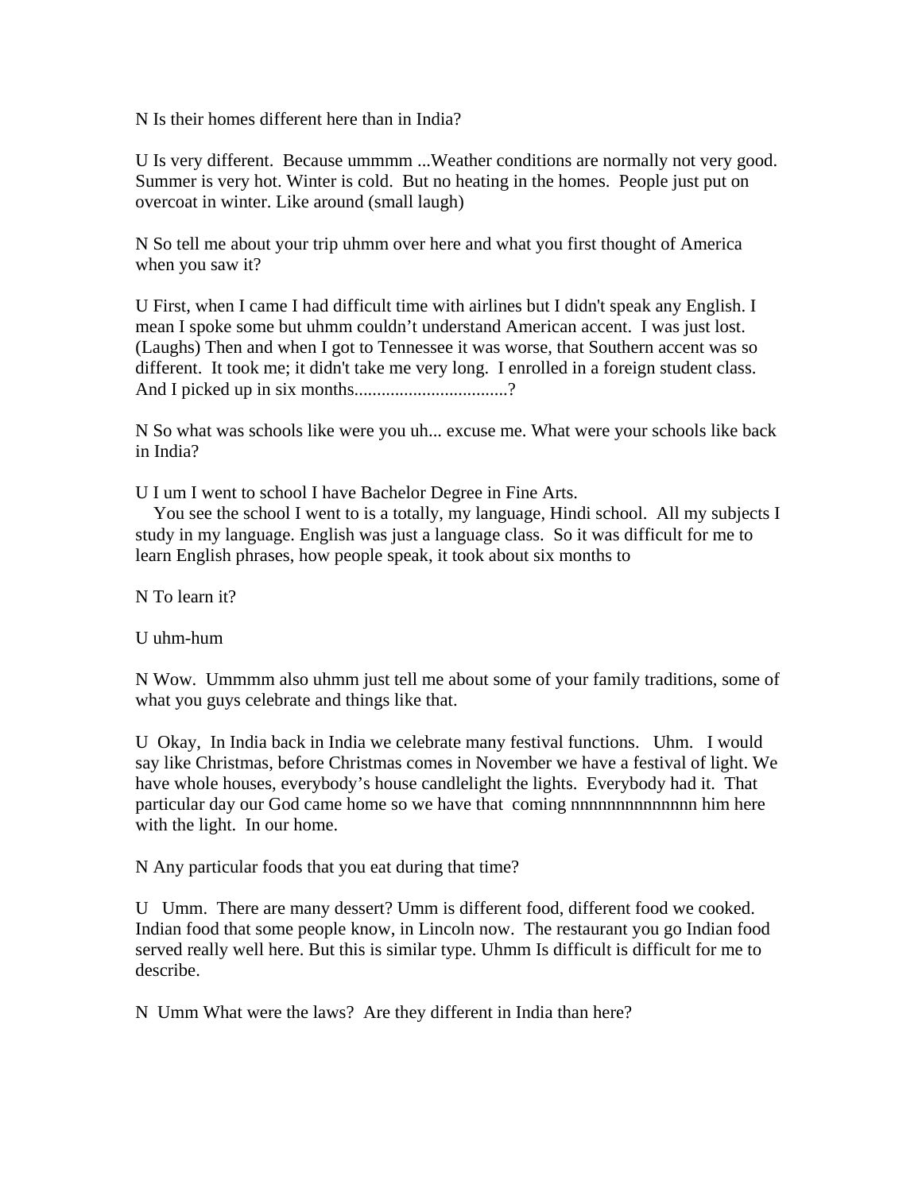N Is their homes different here than in India?

U Is very different. Because ummmm ...Weather conditions are normally not very good. Summer is very hot. Winter is cold. But no heating in the homes. People just put on overcoat in winter. Like around (small laugh)

N So tell me about your trip uhmm over here and what you first thought of America when you saw it?

U First, when I came I had difficult time with airlines but I didn't speak any English. I mean I spoke some but uhmm couldn't understand American accent. I was just lost. (Laughs) Then and when I got to Tennessee it was worse, that Southern accent was so different. It took me; it didn't take me very long. I enrolled in a foreign student class. And I picked up in six months.................................?

N So what was schools like were you uh... excuse me. What were your schools like back in India?

U I um I went to school I have Bachelor Degree in Fine Arts.
You see the school I went to is a totally, my language, Hindi school. All my subjects I study in my language. English was just a language class. So it was difficult for me to learn English phrases, how people speak, it took about six months to

N To learn it?

U uhm-hum

N Wow. Ummmm also uhmm just tell me about some of your family traditions, some of what you guys celebrate and things like that.

U Okay, In India back in India we celebrate many festival functions. Uhm. I would say like Christmas, before Christmas comes in November we have a festival of light. We have whole houses, everybody's house candlelight the lights. Everybody had it. That particular day our God came home so we have that coming nnnnnnnnnnnnn him here with the light. In our home.

N Any particular foods that you eat during that time?

U Umm. There are many dessert? Umm is different food, different food we cooked. Indian food that some people know, in Lincoln now. The restaurant you go Indian food served really well here. But this is similar type. Uhmm Is difficult is difficult for me to describe.

N Umm What were the laws? Are they different in India than here?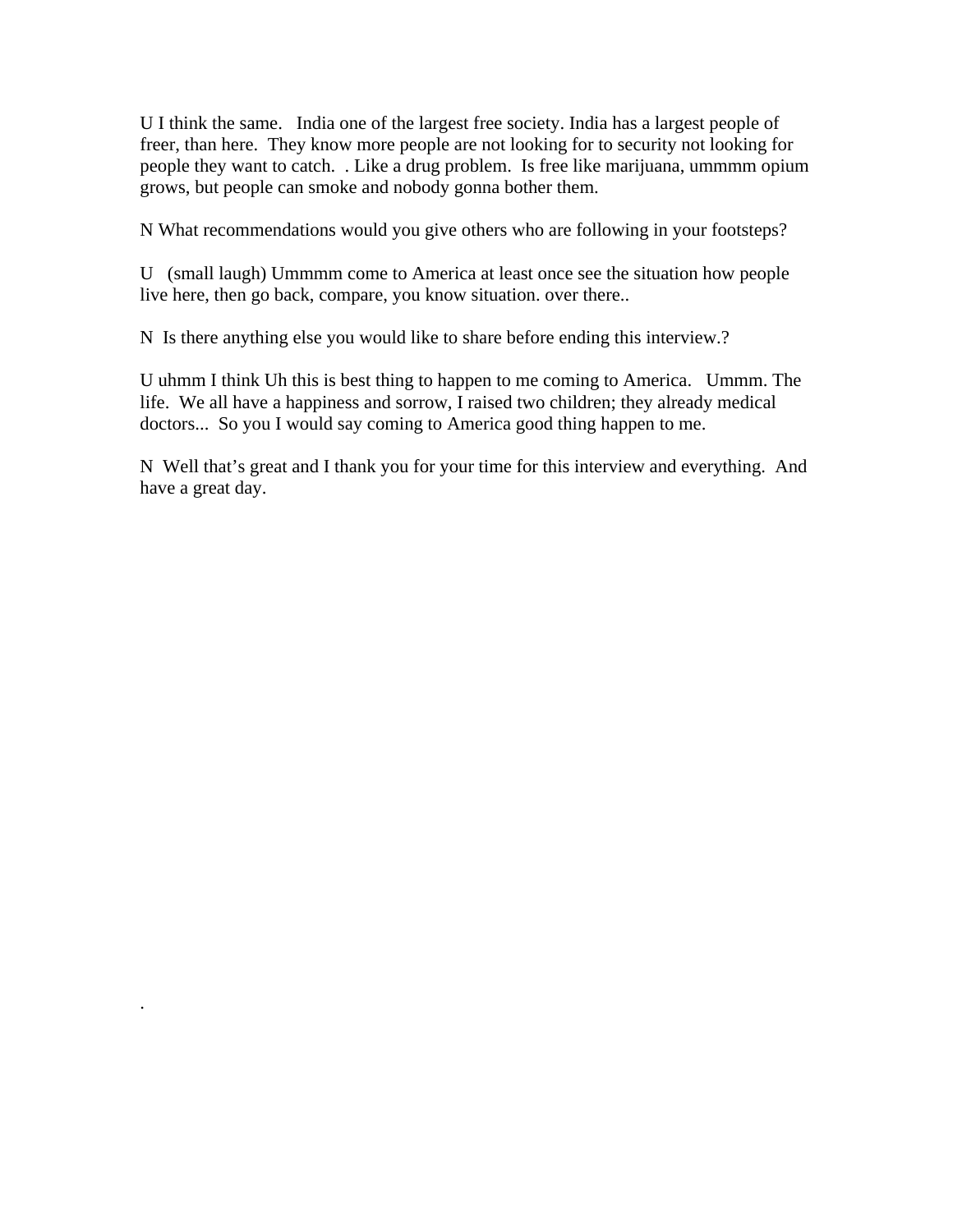U I think the same.   India one of the largest free society. India has a largest people of freer, than here.  They know more people are not looking for to security not looking for people they want to catch.  . Like a drug problem.  Is free like marijuana, ummmm opium grows, but people can smoke and nobody gonna bother them.

N What recommendations would you give others who are following in your footsteps?

U   (small laugh) Ummmm come to America at least once see the situation how people live here, then go back, compare, you know situation. over there..

N  Is there anything else you would like to share before ending this interview.?

U uhmm I think Uh this is best thing to happen to me coming to America.   Ummm. The life.  We all have a happiness and sorrow, I raised two children; they already medical doctors...  So you I would say coming to America good thing happen to me.

N  Well that's great and I thank you for your time for this interview and everything.  And have a great day.

.